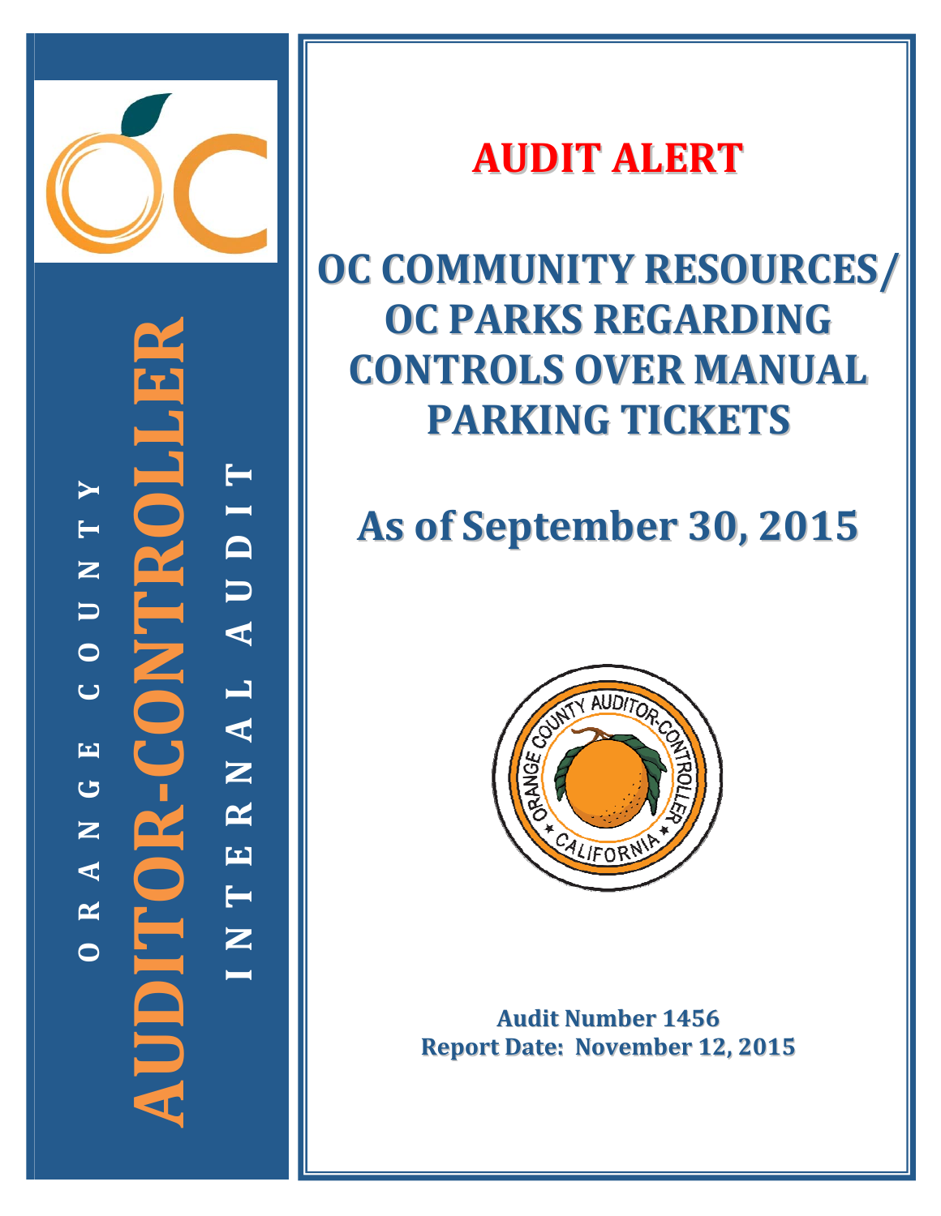ORANGE COUNTY

AUDITOR-CONTROLLER

INTERNAL AUDIT

# AUDIT ALERT

# OC COMMUNITY RESOURCES/ OC PARKS REGARDING CONTROLS OVER MANUAL PARKING TICKETS

## As of September 30, 2015

**Audit Number 1456**
**Report Date: November 12, 2015**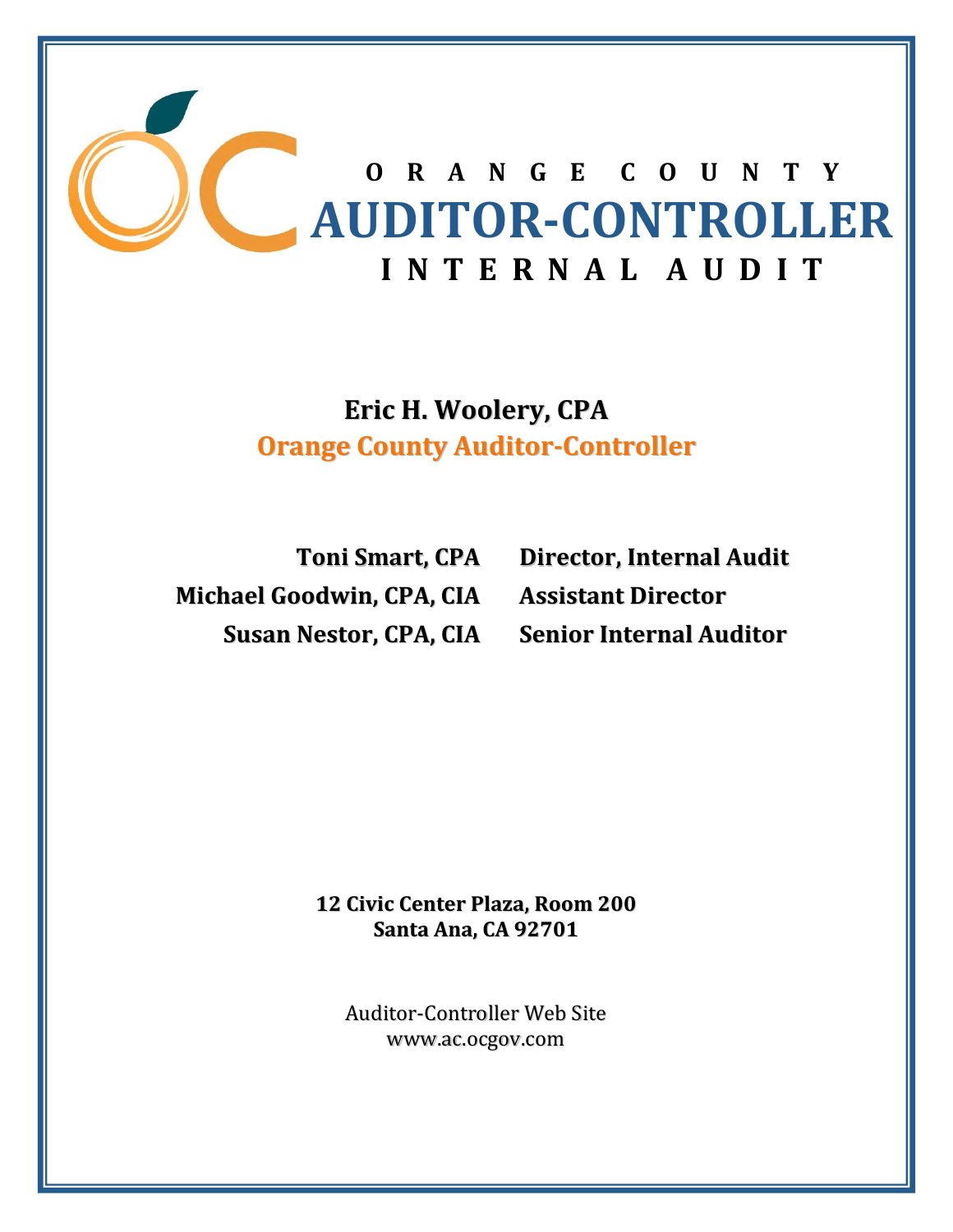# ORANGE COUNTY

# AUDITOR-CONTROLLER

## INTERNAL AUDIT

**Eric H. Woolery, CPA**
**Orange County Auditor-Controller**

| | |
|---|---|
| **Toni Smart, CPA** | **Director, Internal Audit** |
| **Michael Goodwin, CPA, CIA** | **Assistant Director** |
| **Susan Nestor, CPA, CIA** | **Senior Internal Auditor** |

**12 Civic Center Plaza, Room 200**
**Santa Ana, CA 92701**

Auditor-Controller Web Site
www.ac.ocgov.com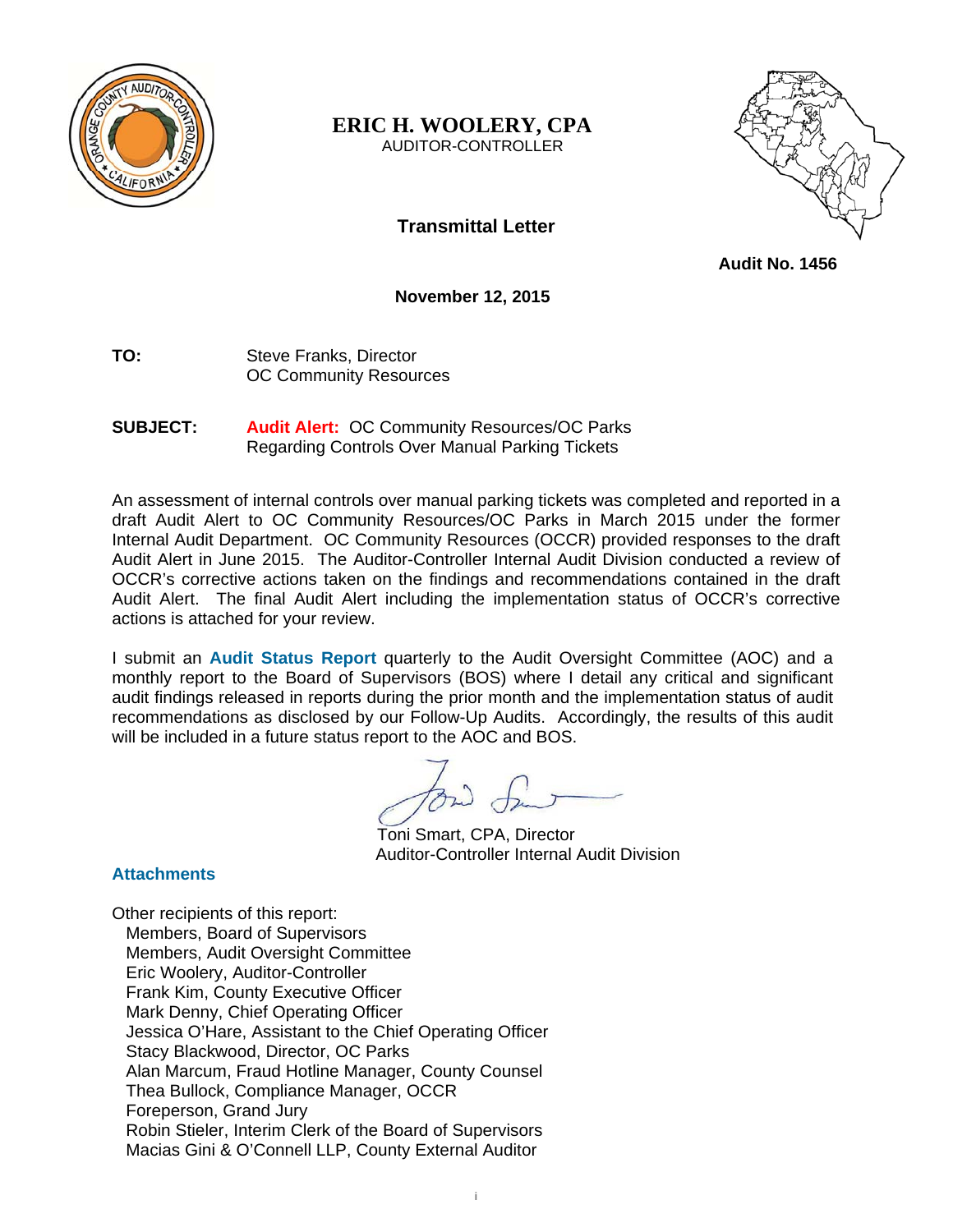**ERIC H. WOOLERY, CPA**
AUDITOR-CONTROLLER

## Transmittal Letter

**Audit No. 1456**

**November 12, 2015**

**TO:** Steve Franks, Director
OC Community Resources

**SUBJECT:** **Audit Alert:** OC Community Resources/OC Parks Regarding Controls Over Manual Parking Tickets

An assessment of internal controls over manual parking tickets was completed and reported in a draft Audit Alert to OC Community Resources/OC Parks in March 2015 under the former Internal Audit Department. OC Community Resources (OCCR) provided responses to the draft Audit Alert in June 2015. The Auditor-Controller Internal Audit Division conducted a review of OCCR's corrective actions taken on the findings and recommendations contained in the draft Audit Alert. The final Audit Alert including the implementation status of OCCR's corrective actions is attached for your review.

I submit an **Audit Status Report** quarterly to the Audit Oversight Committee (AOC) and a monthly report to the Board of Supervisors (BOS) where I detail any critical and significant audit findings released in reports during the prior month and the implementation status of audit recommendations as disclosed by our Follow-Up Audits. Accordingly, the results of this audit will be included in a future status report to the AOC and BOS.

Toni Smart, CPA, Director
Auditor-Controller Internal Audit Division

**Attachments**

Other recipients of this report:
- Members, Board of Supervisors
- Members, Audit Oversight Committee
- Eric Woolery, Auditor-Controller
- Frank Kim, County Executive Officer
- Mark Denny, Chief Operating Officer
- Jessica O'Hare, Assistant to the Chief Operating Officer
- Stacy Blackwood, Director, OC Parks
- Alan Marcum, Fraud Hotline Manager, County Counsel
- Thea Bullock, Compliance Manager, OCCR
- Foreperson, Grand Jury
- Robin Stieler, Interim Clerk of the Board of Supervisors
- Macias Gini & O'Connell LLP, County External Auditor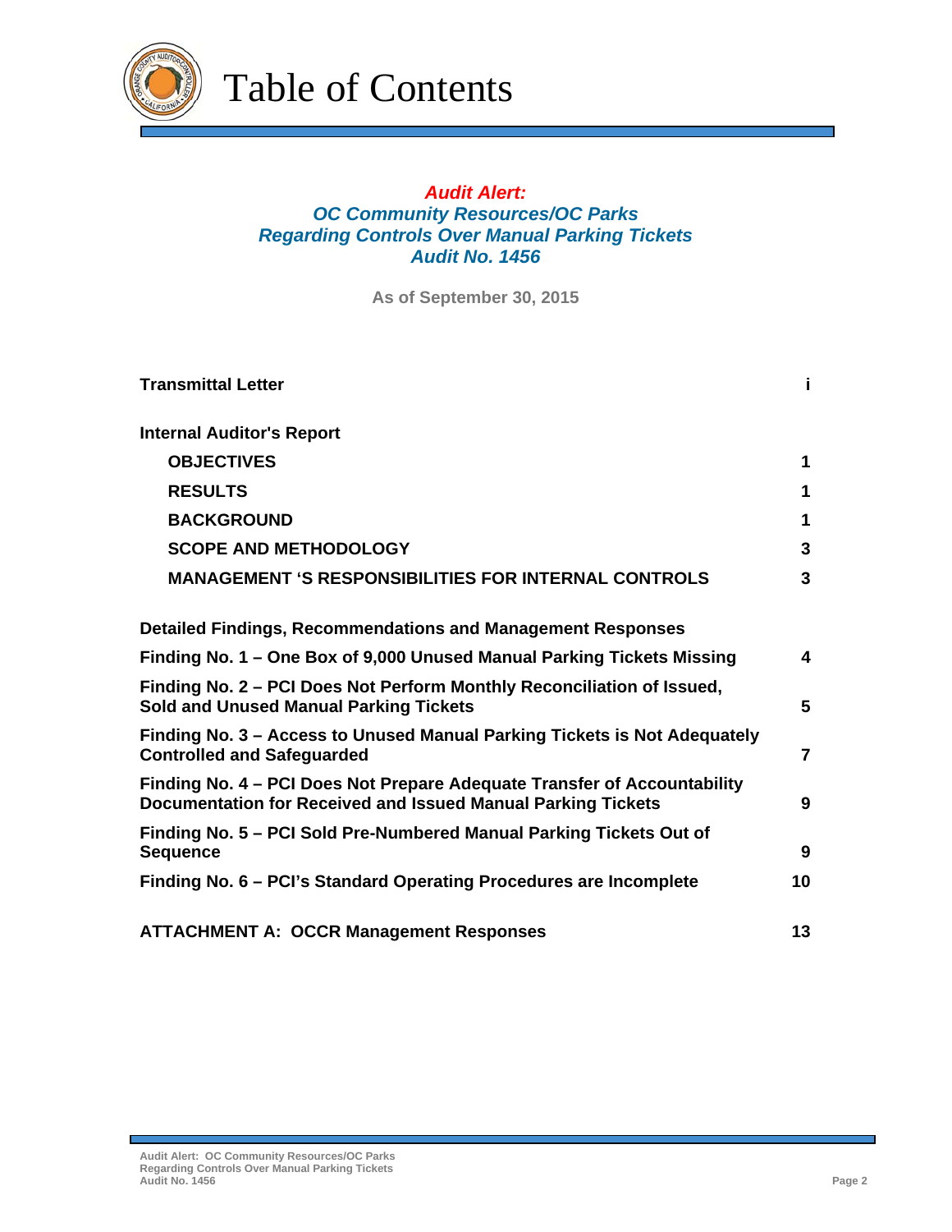# Table of Contents

***Audit Alert:***
***OC Community Resources/OC Parks***
***Regarding Controls Over Manual Parking Tickets***
***Audit No. 1456***

**As of September 30, 2015**

| | |
|---|---|
| **Transmittal Letter** | **i** |
| **Internal Auditor's Report** | |
| **OBJECTIVES** | **1** |
| **RESULTS** | **1** |
| **BACKGROUND** | **1** |
| **SCOPE AND METHODOLOGY** | **3** |
| **MANAGEMENT 'S RESPONSIBILITIES FOR INTERNAL CONTROLS** | **3** |
| **Detailed Findings, Recommendations and Management Responses** | |
| **Finding No. 1 – One Box of 9,000 Unused Manual Parking Tickets Missing** | **4** |
| **Finding No. 2 – PCI Does Not Perform Monthly Reconciliation of Issued, Sold and Unused Manual Parking Tickets** | **5** |
| **Finding No. 3 – Access to Unused Manual Parking Tickets is Not Adequately Controlled and Safeguarded** | **7** |
| **Finding No. 4 – PCI Does Not Prepare Adequate Transfer of Accountability Documentation for Received and Issued Manual Parking Tickets** | **9** |
| **Finding No. 5 – PCI Sold Pre-Numbered Manual Parking Tickets Out of Sequence** | **9** |
| **Finding No. 6 – PCI's Standard Operating Procedures are Incomplete** | **10** |
| **ATTACHMENT A: OCCR Management Responses** | **13** |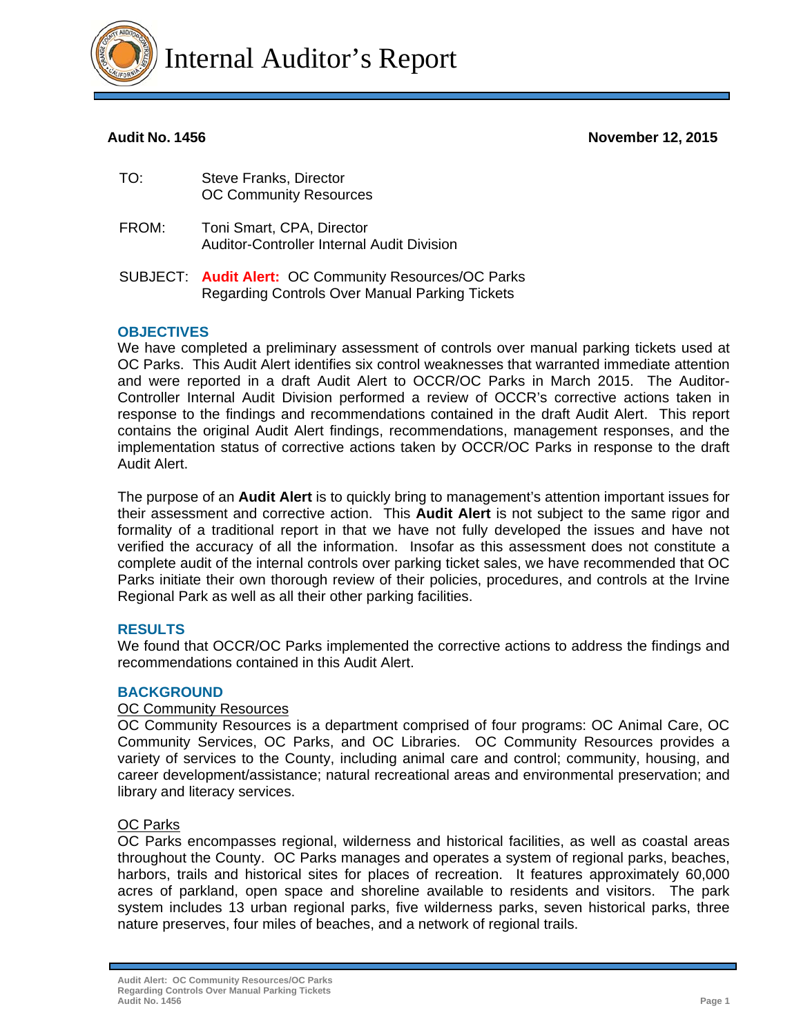# Internal Auditor's Report

**Audit No. 1456** **November 12, 2015**

TO: Steve Franks, Director
OC Community Resources

FROM: Toni Smart, CPA, Director
Auditor-Controller Internal Audit Division

SUBJECT: **Audit Alert:** OC Community Resources/OC Parks Regarding Controls Over Manual Parking Tickets

## OBJECTIVES

We have completed a preliminary assessment of controls over manual parking tickets used at OC Parks. This Audit Alert identifies six control weaknesses that warranted immediate attention and were reported in a draft Audit Alert to OCCR/OC Parks in March 2015. The Auditor-Controller Internal Audit Division performed a review of OCCR's corrective actions taken in response to the findings and recommendations contained in the draft Audit Alert. This report contains the original Audit Alert findings, recommendations, management responses, and the implementation status of corrective actions taken by OCCR/OC Parks in response to the draft Audit Alert.

The purpose of an **Audit Alert** is to quickly bring to management's attention important issues for their assessment and corrective action. This **Audit Alert** is not subject to the same rigor and formality of a traditional report in that we have not fully developed the issues and have not verified the accuracy of all the information. Insofar as this assessment does not constitute a complete audit of the internal controls over parking ticket sales, we have recommended that OC Parks initiate their own thorough review of their policies, procedures, and controls at the Irvine Regional Park as well as all their other parking facilities.

## RESULTS

We found that OCCR/OC Parks implemented the corrective actions to address the findings and recommendations contained in this Audit Alert.

## BACKGROUND

OC Community Resources

OC Community Resources is a department comprised of four programs: OC Animal Care, OC Community Services, OC Parks, and OC Libraries. OC Community Resources provides a variety of services to the County, including animal care and control; community, housing, and career development/assistance; natural recreational areas and environmental preservation; and library and literacy services.

OC Parks

OC Parks encompasses regional, wilderness and historical facilities, as well as coastal areas throughout the County. OC Parks manages and operates a system of regional parks, beaches, harbors, trails and historical sites for places of recreation. It features approximately 60,000 acres of parkland, open space and shoreline available to residents and visitors. The park system includes 13 urban regional parks, five wilderness parks, seven historical parks, three nature preserves, four miles of beaches, and a network of regional trails.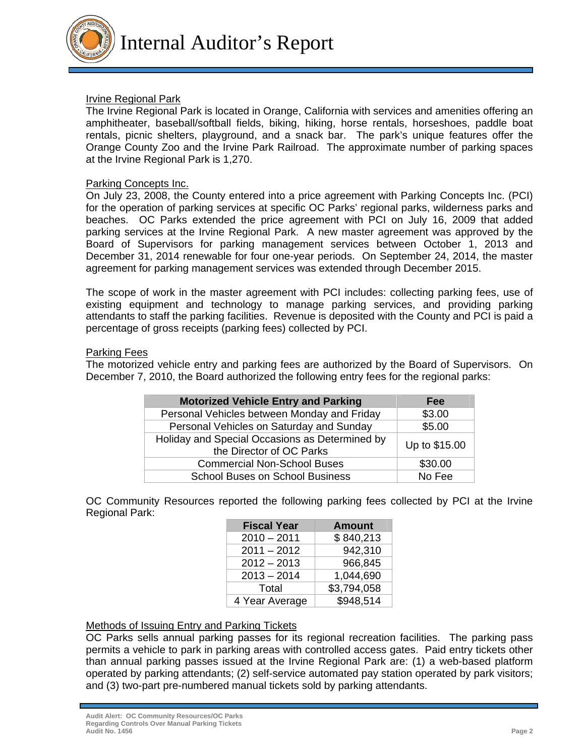### Irvine Regional Park

The Irvine Regional Park is located in Orange, California with services and amenities offering an amphitheater, baseball/softball fields, biking, hiking, horse rentals, horseshoes, paddle boat rentals, picnic shelters, playground, and a snack bar. The park's unique features offer the Orange County Zoo and the Irvine Park Railroad. The approximate number of parking spaces at the Irvine Regional Park is 1,270.

### Parking Concepts Inc.

On July 23, 2008, the County entered into a price agreement with Parking Concepts Inc. (PCI) for the operation of parking services at specific OC Parks' regional parks, wilderness parks and beaches. OC Parks extended the price agreement with PCI on July 16, 2009 that added parking services at the Irvine Regional Park. A new master agreement was approved by the Board of Supervisors for parking management services between October 1, 2013 and December 31, 2014 renewable for four one-year periods. On September 24, 2014, the master agreement for parking management services was extended through December 2015.

The scope of work in the master agreement with PCI includes: collecting parking fees, use of existing equipment and technology to manage parking services, and providing parking attendants to staff the parking facilities. Revenue is deposited with the County and PCI is paid a percentage of gross receipts (parking fees) collected by PCI.

### Parking Fees

The motorized vehicle entry and parking fees are authorized by the Board of Supervisors. On December 7, 2010, the Board authorized the following entry fees for the regional parks:

| Motorized Vehicle Entry and Parking | Fee |
|---|---|
| Personal Vehicles between Monday and Friday | $3.00 |
| Personal Vehicles on Saturday and Sunday | $5.00 |
| Holiday and Special Occasions as Determined by the Director of OC Parks | Up to $15.00 |
| Commercial Non-School Buses | $30.00 |
| School Buses on School Business | No Fee |

OC Community Resources reported the following parking fees collected by PCI at the Irvine Regional Park:

| Fiscal Year | Amount |
|---|---|
| 2010 – 2011 | $ 840,213 |
| 2011 – 2012 | 942,310 |
| 2012 – 2013 | 966,845 |
| 2013 – 2014 | 1,044,690 |
| Total | $3,794,058 |
| 4 Year Average | $948,514 |

### Methods of Issuing Entry and Parking Tickets

OC Parks sells annual parking passes for its regional recreation facilities. The parking pass permits a vehicle to park in parking areas with controlled access gates. Paid entry tickets other than annual parking passes issued at the Irvine Regional Park are: (1) a web-based platform operated by parking attendants; (2) self-service automated pay station operated by park visitors; and (3) two-part pre-numbered manual tickets sold by parking attendants.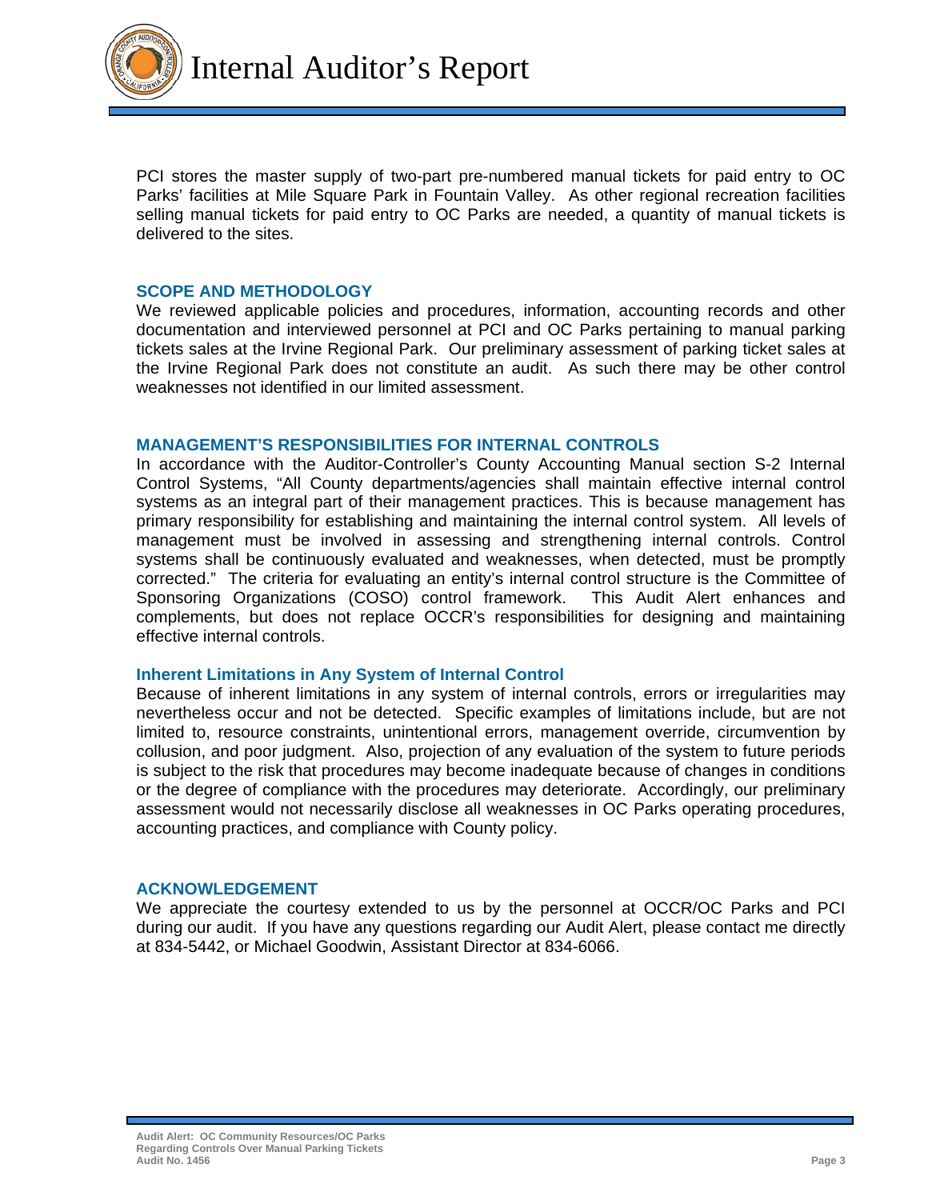PCI stores the master supply of two-part pre-numbered manual tickets for paid entry to OC Parks' facilities at Mile Square Park in Fountain Valley. As other regional recreation facilities selling manual tickets for paid entry to OC Parks are needed, a quantity of manual tickets is delivered to the sites.

## SCOPE AND METHODOLOGY

We reviewed applicable policies and procedures, information, accounting records and other documentation and interviewed personnel at PCI and OC Parks pertaining to manual parking tickets sales at the Irvine Regional Park. Our preliminary assessment of parking ticket sales at the Irvine Regional Park does not constitute an audit. As such there may be other control weaknesses not identified in our limited assessment.

## MANAGEMENT'S RESPONSIBILITIES FOR INTERNAL CONTROLS

In accordance with the Auditor-Controller's County Accounting Manual section S-2 Internal Control Systems, "All County departments/agencies shall maintain effective internal control systems as an integral part of their management practices. This is because management has primary responsibility for establishing and maintaining the internal control system. All levels of management must be involved in assessing and strengthening internal controls. Control systems shall be continuously evaluated and weaknesses, when detected, must be promptly corrected." The criteria for evaluating an entity's internal control structure is the Committee of Sponsoring Organizations (COSO) control framework. This Audit Alert enhances and complements, but does not replace OCCR's responsibilities for designing and maintaining effective internal controls.

### Inherent Limitations in Any System of Internal Control

Because of inherent limitations in any system of internal controls, errors or irregularities may nevertheless occur and not be detected. Specific examples of limitations include, but are not limited to, resource constraints, unintentional errors, management override, circumvention by collusion, and poor judgment. Also, projection of any evaluation of the system to future periods is subject to the risk that procedures may become inadequate because of changes in conditions or the degree of compliance with the procedures may deteriorate. Accordingly, our preliminary assessment would not necessarily disclose all weaknesses in OC Parks operating procedures, accounting practices, and compliance with County policy.

## ACKNOWLEDGEMENT

We appreciate the courtesy extended to us by the personnel at OCCR/OC Parks and PCI during our audit. If you have any questions regarding our Audit Alert, please contact me directly at 834-5442, or Michael Goodwin, Assistant Director at 834-6066.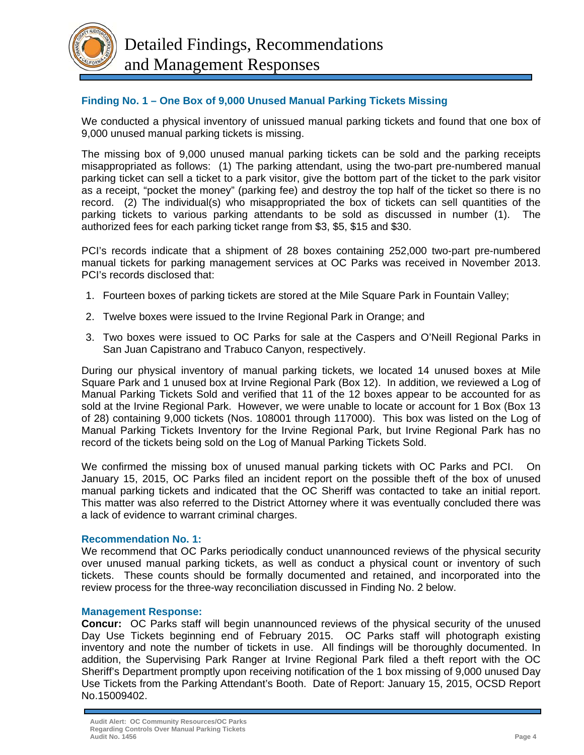# Detailed Findings, Recommendations and Management Responses

### Finding No. 1 – One Box of 9,000 Unused Manual Parking Tickets Missing

We conducted a physical inventory of unissued manual parking tickets and found that one box of 9,000 unused manual parking tickets is missing.

The missing box of 9,000 unused manual parking tickets can be sold and the parking receipts misappropriated as follows: (1) The parking attendant, using the two-part pre-numbered manual parking ticket can sell a ticket to a park visitor, give the bottom part of the ticket to the park visitor as a receipt, "pocket the money" (parking fee) and destroy the top half of the ticket so there is no record. (2) The individual(s) who misappropriated the box of tickets can sell quantities of the parking tickets to various parking attendants to be sold as discussed in number (1). The authorized fees for each parking ticket range from $3, $5, $15 and $30.

PCI's records indicate that a shipment of 28 boxes containing 252,000 two-part pre-numbered manual tickets for parking management services at OC Parks was received in November 2013. PCI's records disclosed that:

1. Fourteen boxes of parking tickets are stored at the Mile Square Park in Fountain Valley;
2. Twelve boxes were issued to the Irvine Regional Park in Orange; and
3. Two boxes were issued to OC Parks for sale at the Caspers and O'Neill Regional Parks in San Juan Capistrano and Trabuco Canyon, respectively.

During our physical inventory of manual parking tickets, we located 14 unused boxes at Mile Square Park and 1 unused box at Irvine Regional Park (Box 12). In addition, we reviewed a Log of Manual Parking Tickets Sold and verified that 11 of the 12 boxes appear to be accounted for as sold at the Irvine Regional Park. However, we were unable to locate or account for 1 Box (Box 13 of 28) containing 9,000 tickets (Nos. 108001 through 117000). This box was listed on the Log of Manual Parking Tickets Inventory for the Irvine Regional Park, but Irvine Regional Park has no record of the tickets being sold on the Log of Manual Parking Tickets Sold.

We confirmed the missing box of unused manual parking tickets with OC Parks and PCI. On January 15, 2015, OC Parks filed an incident report on the possible theft of the box of unused manual parking tickets and indicated that the OC Sheriff was contacted to take an initial report. This matter was also referred to the District Attorney where it was eventually concluded there was a lack of evidence to warrant criminal charges.

### Recommendation No. 1:

We recommend that OC Parks periodically conduct unannounced reviews of the physical security over unused manual parking tickets, as well as conduct a physical count or inventory of such tickets. These counts should be formally documented and retained, and incorporated into the review process for the three-way reconciliation discussed in Finding No. 2 below.

### Management Response:

**Concur:** OC Parks staff will begin unannounced reviews of the physical security of the unused Day Use Tickets beginning end of February 2015. OC Parks staff will photograph existing inventory and note the number of tickets in use. All findings will be thoroughly documented. In addition, the Supervising Park Ranger at Irvine Regional Park filed a theft report with the OC Sheriff's Department promptly upon receiving notification of the 1 box missing of 9,000 unused Day Use Tickets from the Parking Attendant's Booth. Date of Report: January 15, 2015, OCSD Report No.15009402.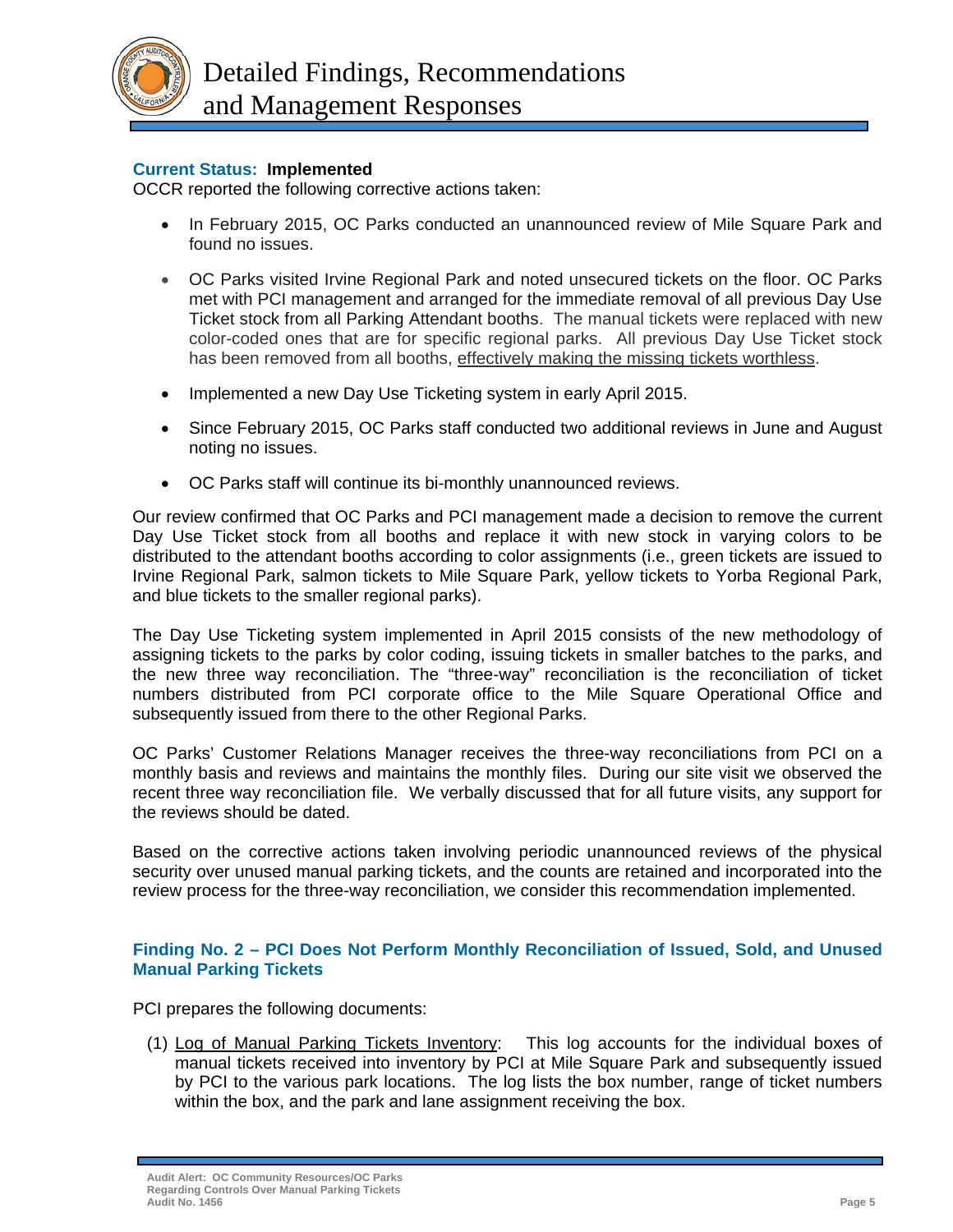**Current Status: Implemented**

OCCR reported the following corrective actions taken:

- In February 2015, OC Parks conducted an unannounced review of Mile Square Park and found no issues.
- OC Parks visited Irvine Regional Park and noted unsecured tickets on the floor. OC Parks met with PCI management and arranged for the immediate removal of all previous Day Use Ticket stock from all Parking Attendant booths. The manual tickets were replaced with new color-coded ones that are for specific regional parks. All previous Day Use Ticket stock has been removed from all booths, <u>effectively making the missing tickets worthless</u>.
- Implemented a new Day Use Ticketing system in early April 2015.
- Since February 2015, OC Parks staff conducted two additional reviews in June and August noting no issues.
- OC Parks staff will continue its bi-monthly unannounced reviews.

Our review confirmed that OC Parks and PCI management made a decision to remove the current Day Use Ticket stock from all booths and replace it with new stock in varying colors to be distributed to the attendant booths according to color assignments (i.e., green tickets are issued to Irvine Regional Park, salmon tickets to Mile Square Park, yellow tickets to Yorba Regional Park, and blue tickets to the smaller regional parks).

The Day Use Ticketing system implemented in April 2015 consists of the new methodology of assigning tickets to the parks by color coding, issuing tickets in smaller batches to the parks, and the new three way reconciliation. The "three-way" reconciliation is the reconciliation of ticket numbers distributed from PCI corporate office to the Mile Square Operational Office and subsequently issued from there to the other Regional Parks.

OC Parks' Customer Relations Manager receives the three-way reconciliations from PCI on a monthly basis and reviews and maintains the monthly files. During our site visit we observed the recent three way reconciliation file. We verbally discussed that for all future visits, any support for the reviews should be dated.

Based on the corrective actions taken involving periodic unannounced reviews of the physical security over unused manual parking tickets, and the counts are retained and incorporated into the review process for the three-way reconciliation, we consider this recommendation implemented.

### Finding No. 2 – PCI Does Not Perform Monthly Reconciliation of Issued, Sold, and Unused Manual Parking Tickets

PCI prepares the following documents:

(1) <u>Log of Manual Parking Tickets Inventory</u>: This log accounts for the individual boxes of manual tickets received into inventory by PCI at Mile Square Park and subsequently issued by PCI to the various park locations. The log lists the box number, range of ticket numbers within the box, and the park and lane assignment receiving the box.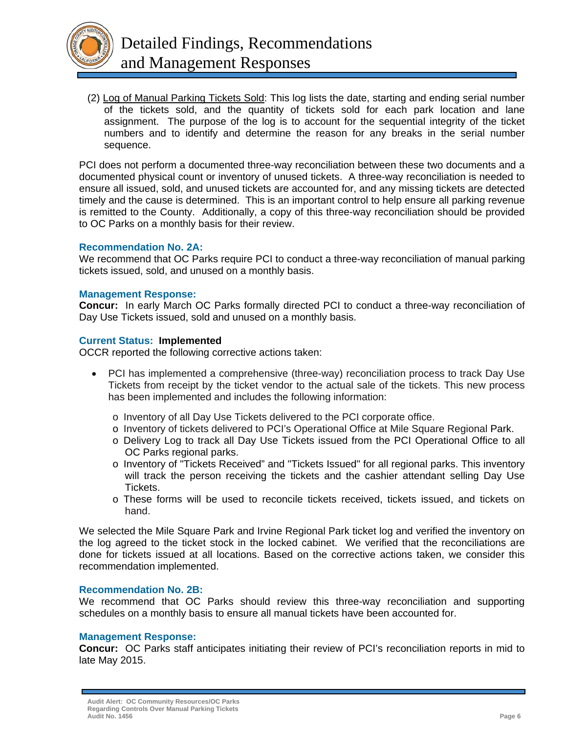(2) Log of Manual Parking Tickets Sold: This log lists the date, starting and ending serial number of the tickets sold, and the quantity of tickets sold for each park location and lane assignment. The purpose of the log is to account for the sequential integrity of the ticket numbers and to identify and determine the reason for any breaks in the serial number sequence.

PCI does not perform a documented three-way reconciliation between these two documents and a documented physical count or inventory of unused tickets. A three-way reconciliation is needed to ensure all issued, sold, and unused tickets are accounted for, and any missing tickets are detected timely and the cause is determined. This is an important control to help ensure all parking revenue is remitted to the County. Additionally, a copy of this three-way reconciliation should be provided to OC Parks on a monthly basis for their review.

**Recommendation No. 2A:**
We recommend that OC Parks require PCI to conduct a three-way reconciliation of manual parking tickets issued, sold, and unused on a monthly basis.

**Management Response:**
**Concur:** In early March OC Parks formally directed PCI to conduct a three-way reconciliation of Day Use Tickets issued, sold and unused on a monthly basis.

**Current Status: Implemented**
OCCR reported the following corrective actions taken:

- PCI has implemented a comprehensive (three-way) reconciliation process to track Day Use Tickets from receipt by the ticket vendor to the actual sale of the tickets. This new process has been implemented and includes the following information:
  - Inventory of all Day Use Tickets delivered to the PCI corporate office.
  - Inventory of tickets delivered to PCI's Operational Office at Mile Square Regional Park.
  - Delivery Log to track all Day Use Tickets issued from the PCI Operational Office to all OC Parks regional parks.
  - Inventory of "Tickets Received" and "Tickets Issued" for all regional parks. This inventory will track the person receiving the tickets and the cashier attendant selling Day Use Tickets.
  - These forms will be used to reconcile tickets received, tickets issued, and tickets on hand.

We selected the Mile Square Park and Irvine Regional Park ticket log and verified the inventory on the log agreed to the ticket stock in the locked cabinet. We verified that the reconciliations are done for tickets issued at all locations. Based on the corrective actions taken, we consider this recommendation implemented.

**Recommendation No. 2B:**
We recommend that OC Parks should review this three-way reconciliation and supporting schedules on a monthly basis to ensure all manual tickets have been accounted for.

**Management Response:**
**Concur:** OC Parks staff anticipates initiating their review of PCI's reconciliation reports in mid to late May 2015.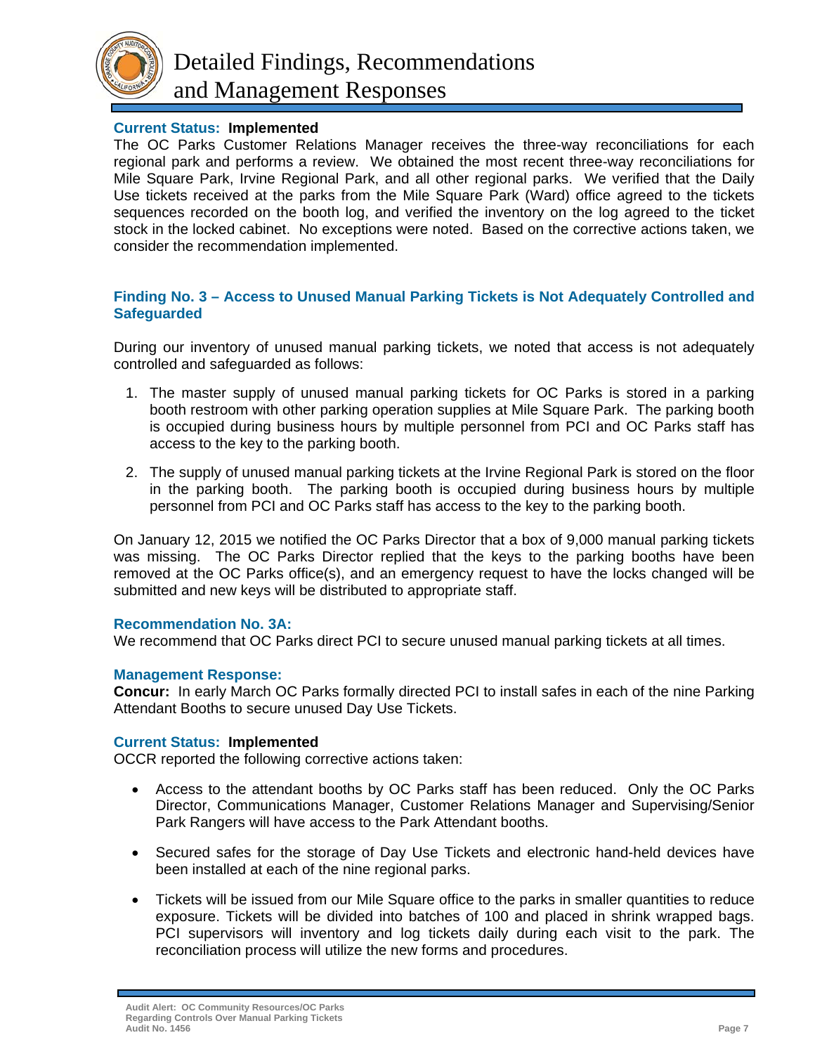**Current Status: Implemented**

The OC Parks Customer Relations Manager receives the three-way reconciliations for each regional park and performs a review. We obtained the most recent three-way reconciliations for Mile Square Park, Irvine Regional Park, and all other regional parks. We verified that the Daily Use tickets received at the parks from the Mile Square Park (Ward) office agreed to the tickets sequences recorded on the booth log, and verified the inventory on the log agreed to the ticket stock in the locked cabinet. No exceptions were noted. Based on the corrective actions taken, we consider the recommendation implemented.

### Finding No. 3 – Access to Unused Manual Parking Tickets is Not Adequately Controlled and Safeguarded

During our inventory of unused manual parking tickets, we noted that access is not adequately controlled and safeguarded as follows:

1. The master supply of unused manual parking tickets for OC Parks is stored in a parking booth restroom with other parking operation supplies at Mile Square Park. The parking booth is occupied during business hours by multiple personnel from PCI and OC Parks staff has access to the key to the parking booth.
2. The supply of unused manual parking tickets at the Irvine Regional Park is stored on the floor in the parking booth. The parking booth is occupied during business hours by multiple personnel from PCI and OC Parks staff has access to the key to the parking booth.

On January 12, 2015 we notified the OC Parks Director that a box of 9,000 manual parking tickets was missing. The OC Parks Director replied that the keys to the parking booths have been removed at the OC Parks office(s), and an emergency request to have the locks changed will be submitted and new keys will be distributed to appropriate staff.

**Recommendation No. 3A:**

We recommend that OC Parks direct PCI to secure unused manual parking tickets at all times.

**Management Response:**

**Concur:** In early March OC Parks formally directed PCI to install safes in each of the nine Parking Attendant Booths to secure unused Day Use Tickets.

**Current Status: Implemented**

OCCR reported the following corrective actions taken:

- Access to the attendant booths by OC Parks staff has been reduced. Only the OC Parks Director, Communications Manager, Customer Relations Manager and Supervising/Senior Park Rangers will have access to the Park Attendant booths.
- Secured safes for the storage of Day Use Tickets and electronic hand-held devices have been installed at each of the nine regional parks.
- Tickets will be issued from our Mile Square office to the parks in smaller quantities to reduce exposure. Tickets will be divided into batches of 100 and placed in shrink wrapped bags. PCI supervisors will inventory and log tickets daily during each visit to the park. The reconciliation process will utilize the new forms and procedures.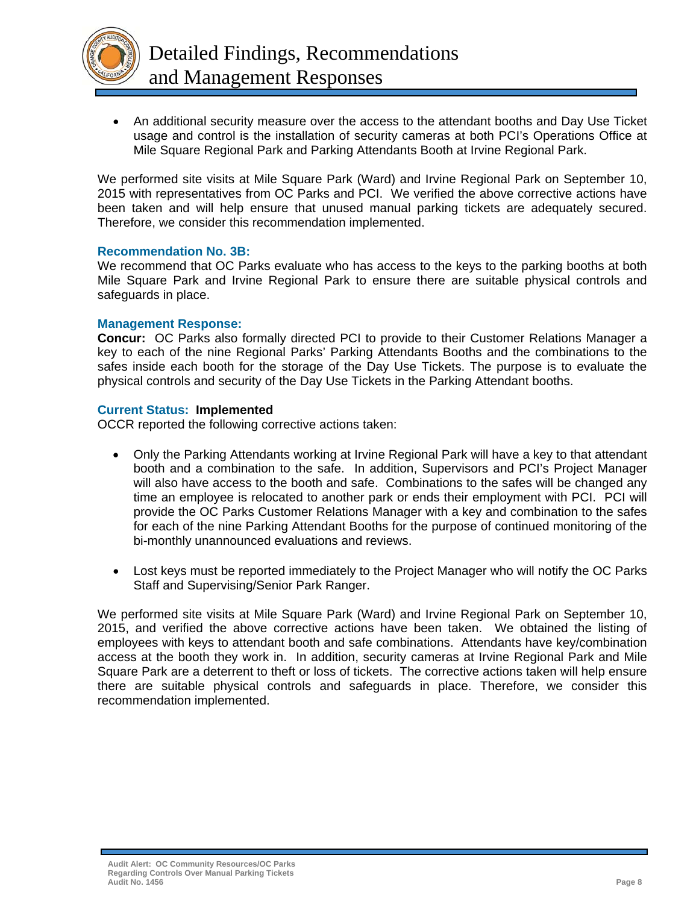- An additional security measure over the access to the attendant booths and Day Use Ticket usage and control is the installation of security cameras at both PCI's Operations Office at Mile Square Regional Park and Parking Attendants Booth at Irvine Regional Park.

We performed site visits at Mile Square Park (Ward) and Irvine Regional Park on September 10, 2015 with representatives from OC Parks and PCI. We verified the above corrective actions have been taken and will help ensure that unused manual parking tickets are adequately secured. Therefore, we consider this recommendation implemented.

**Recommendation No. 3B:**
We recommend that OC Parks evaluate who has access to the keys to the parking booths at both Mile Square Park and Irvine Regional Park to ensure there are suitable physical controls and safeguards in place.

**Management Response:**
**Concur:** OC Parks also formally directed PCI to provide to their Customer Relations Manager a key to each of the nine Regional Parks' Parking Attendants Booths and the combinations to the safes inside each booth for the storage of the Day Use Tickets. The purpose is to evaluate the physical controls and security of the Day Use Tickets in the Parking Attendant booths.

**Current Status: Implemented**
OCCR reported the following corrective actions taken:

- Only the Parking Attendants working at Irvine Regional Park will have a key to that attendant booth and a combination to the safe. In addition, Supervisors and PCI's Project Manager will also have access to the booth and safe. Combinations to the safes will be changed any time an employee is relocated to another park or ends their employment with PCI. PCI will provide the OC Parks Customer Relations Manager with a key and combination to the safes for each of the nine Parking Attendant Booths for the purpose of continued monitoring of the bi-monthly unannounced evaluations and reviews.

- Lost keys must be reported immediately to the Project Manager who will notify the OC Parks Staff and Supervising/Senior Park Ranger.

We performed site visits at Mile Square Park (Ward) and Irvine Regional Park on September 10, 2015, and verified the above corrective actions have been taken. We obtained the listing of employees with keys to attendant booth and safe combinations. Attendants have key/combination access at the booth they work in. In addition, security cameras at Irvine Regional Park and Mile Square Park are a deterrent to theft or loss of tickets. The corrective actions taken will help ensure there are suitable physical controls and safeguards in place. Therefore, we consider this recommendation implemented.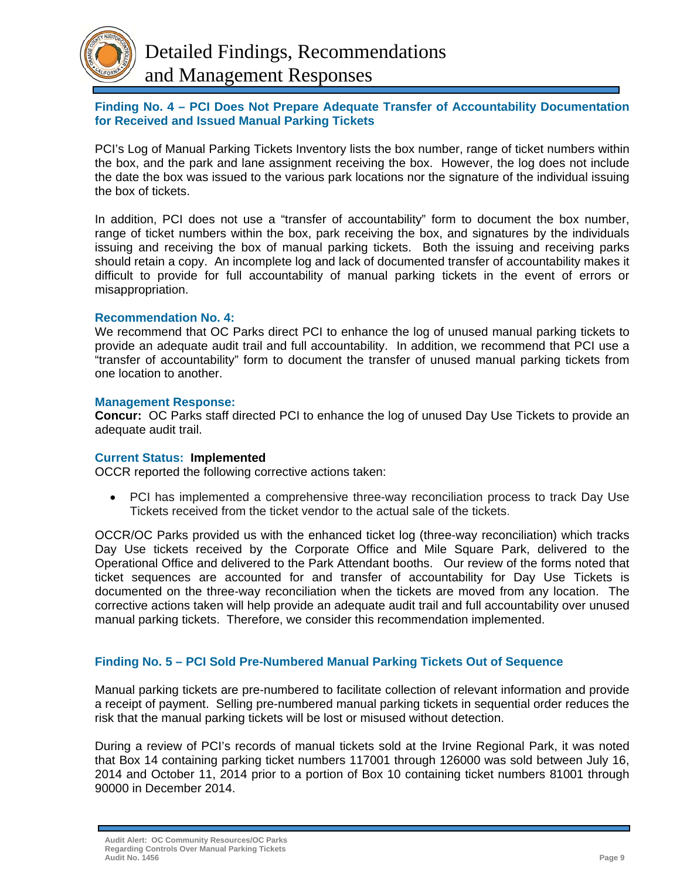# Detailed Findings, Recommendations and Management Responses

### Finding No. 4 – PCI Does Not Prepare Adequate Transfer of Accountability Documentation for Received and Issued Manual Parking Tickets

PCI's Log of Manual Parking Tickets Inventory lists the box number, range of ticket numbers within the box, and the park and lane assignment receiving the box. However, the log does not include the date the box was issued to the various park locations nor the signature of the individual issuing the box of tickets.

In addition, PCI does not use a "transfer of accountability" form to document the box number, range of ticket numbers within the box, park receiving the box, and signatures by the individuals issuing and receiving the box of manual parking tickets. Both the issuing and receiving parks should retain a copy. An incomplete log and lack of documented transfer of accountability makes it difficult to provide for full accountability of manual parking tickets in the event of errors or misappropriation.

**Recommendation No. 4:**
We recommend that OC Parks direct PCI to enhance the log of unused manual parking tickets to provide an adequate audit trail and full accountability. In addition, we recommend that PCI use a "transfer of accountability" form to document the transfer of unused manual parking tickets from one location to another.

**Management Response:**
**Concur:** OC Parks staff directed PCI to enhance the log of unused Day Use Tickets to provide an adequate audit trail.

**Current Status: Implemented**
OCCR reported the following corrective actions taken:

- PCI has implemented a comprehensive three-way reconciliation process to track Day Use Tickets received from the ticket vendor to the actual sale of the tickets.

OCCR/OC Parks provided us with the enhanced ticket log (three-way reconciliation) which tracks Day Use tickets received by the Corporate Office and Mile Square Park, delivered to the Operational Office and delivered to the Park Attendant booths. Our review of the forms noted that ticket sequences are accounted for and transfer of accountability for Day Use Tickets is documented on the three-way reconciliation when the tickets are moved from any location. The corrective actions taken will help provide an adequate audit trail and full accountability over unused manual parking tickets. Therefore, we consider this recommendation implemented.

### Finding No. 5 – PCI Sold Pre-Numbered Manual Parking Tickets Out of Sequence

Manual parking tickets are pre-numbered to facilitate collection of relevant information and provide a receipt of payment. Selling pre-numbered manual parking tickets in sequential order reduces the risk that the manual parking tickets will be lost or misused without detection.

During a review of PCI's records of manual tickets sold at the Irvine Regional Park, it was noted that Box 14 containing parking ticket numbers 117001 through 126000 was sold between July 16, 2014 and October 11, 2014 prior to a portion of Box 10 containing ticket numbers 81001 through 90000 in December 2014.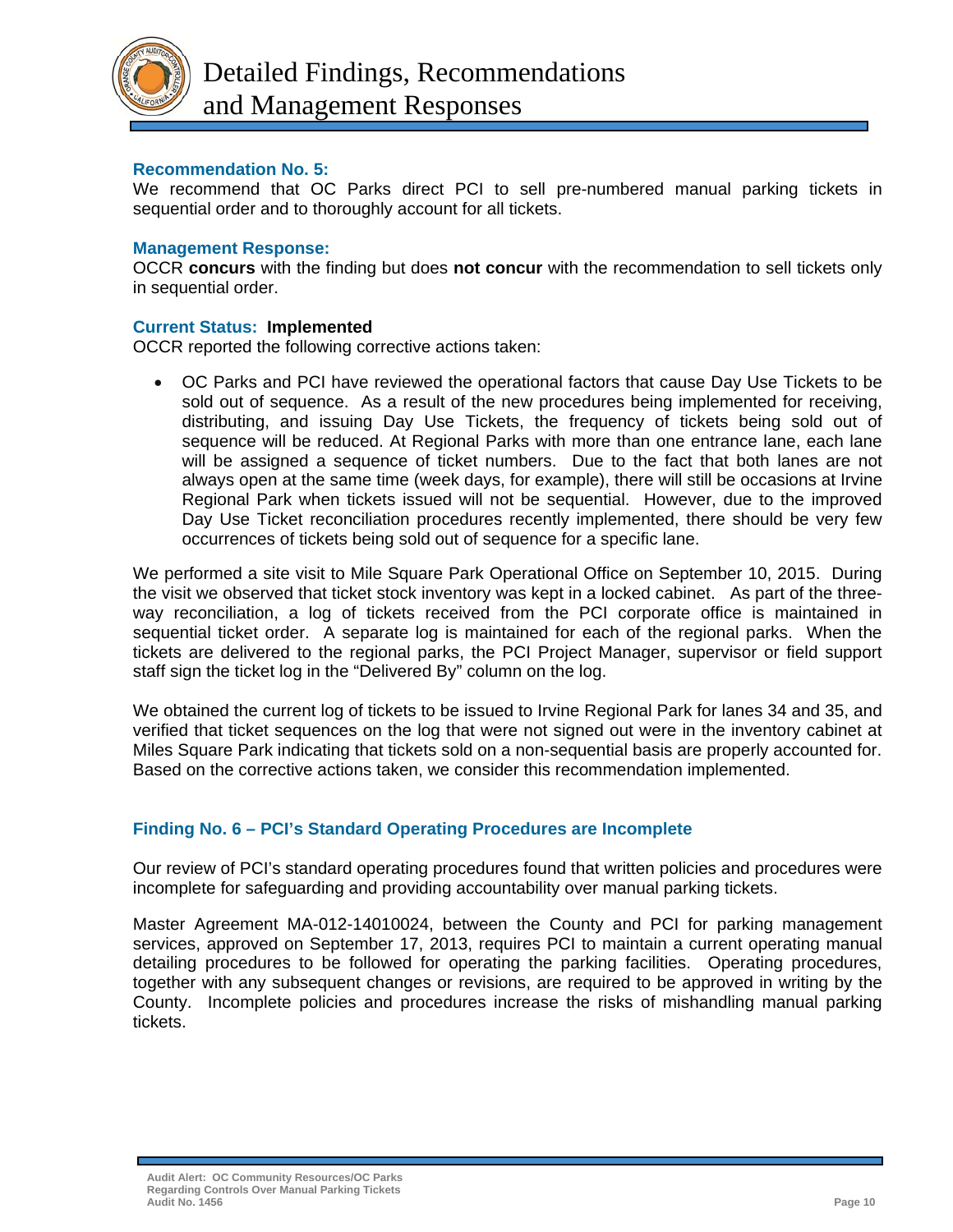**Recommendation No. 5:**
We recommend that OC Parks direct PCI to sell pre-numbered manual parking tickets in sequential order and to thoroughly account for all tickets.

**Management Response:**
OCCR **concurs** with the finding but does **not concur** with the recommendation to sell tickets only in sequential order.

**Current Status: Implemented**
OCCR reported the following corrective actions taken:

- OC Parks and PCI have reviewed the operational factors that cause Day Use Tickets to be sold out of sequence. As a result of the new procedures being implemented for receiving, distributing, and issuing Day Use Tickets, the frequency of tickets being sold out of sequence will be reduced. At Regional Parks with more than one entrance lane, each lane will be assigned a sequence of ticket numbers. Due to the fact that both lanes are not always open at the same time (week days, for example), there will still be occasions at Irvine Regional Park when tickets issued will not be sequential. However, due to the improved Day Use Ticket reconciliation procedures recently implemented, there should be very few occurrences of tickets being sold out of sequence for a specific lane.

We performed a site visit to Mile Square Park Operational Office on September 10, 2015. During the visit we observed that ticket stock inventory was kept in a locked cabinet. As part of the three-way reconciliation, a log of tickets received from the PCI corporate office is maintained in sequential ticket order. A separate log is maintained for each of the regional parks. When the tickets are delivered to the regional parks, the PCI Project Manager, supervisor or field support staff sign the ticket log in the "Delivered By" column on the log.

We obtained the current log of tickets to be issued to Irvine Regional Park for lanes 34 and 35, and verified that ticket sequences on the log that were not signed out were in the inventory cabinet at Miles Square Park indicating that tickets sold on a non-sequential basis are properly accounted for. Based on the corrective actions taken, we consider this recommendation implemented.

## Finding No. 6 – PCI's Standard Operating Procedures are Incomplete

Our review of PCI's standard operating procedures found that written policies and procedures were incomplete for safeguarding and providing accountability over manual parking tickets.

Master Agreement MA-012-14010024, between the County and PCI for parking management services, approved on September 17, 2013, requires PCI to maintain a current operating manual detailing procedures to be followed for operating the parking facilities. Operating procedures, together with any subsequent changes or revisions, are required to be approved in writing by the County. Incomplete policies and procedures increase the risks of mishandling manual parking tickets.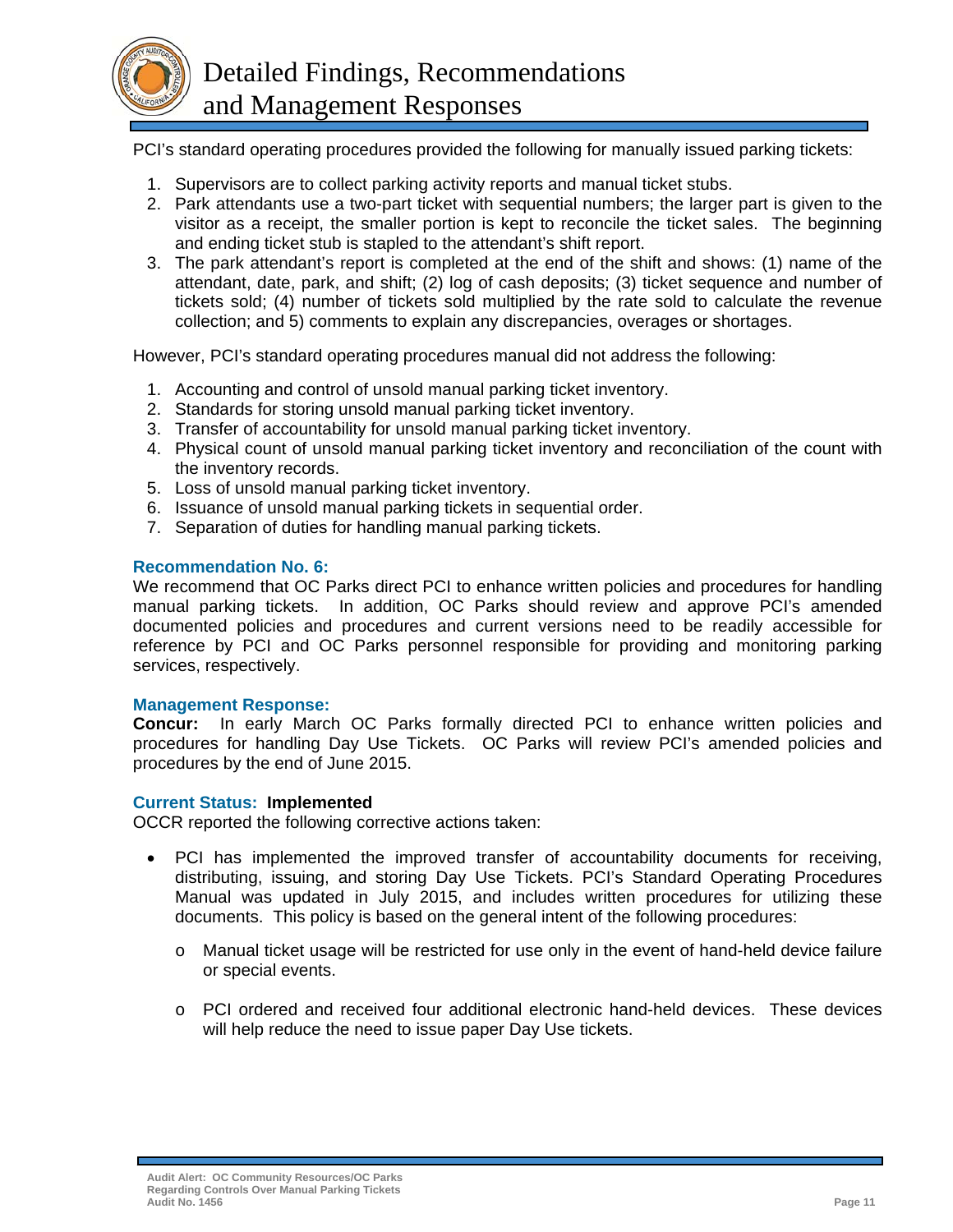PCI's standard operating procedures provided the following for manually issued parking tickets:

1. Supervisors are to collect parking activity reports and manual ticket stubs.
2. Park attendants use a two-part ticket with sequential numbers; the larger part is given to the visitor as a receipt, the smaller portion is kept to reconcile the ticket sales. The beginning and ending ticket stub is stapled to the attendant's shift report.
3. The park attendant's report is completed at the end of the shift and shows: (1) name of the attendant, date, park, and shift; (2) log of cash deposits; (3) ticket sequence and number of tickets sold; (4) number of tickets sold multiplied by the rate sold to calculate the revenue collection; and 5) comments to explain any discrepancies, overages or shortages.

However, PCI's standard operating procedures manual did not address the following:

1. Accounting and control of unsold manual parking ticket inventory.
2. Standards for storing unsold manual parking ticket inventory.
3. Transfer of accountability for unsold manual parking ticket inventory.
4. Physical count of unsold manual parking ticket inventory and reconciliation of the count with the inventory records.
5. Loss of unsold manual parking ticket inventory.
6. Issuance of unsold manual parking tickets in sequential order.
7. Separation of duties for handling manual parking tickets.

### Recommendation No. 6:

We recommend that OC Parks direct PCI to enhance written policies and procedures for handling manual parking tickets. In addition, OC Parks should review and approve PCI's amended documented policies and procedures and current versions need to be readily accessible for reference by PCI and OC Parks personnel responsible for providing and monitoring parking services, respectively.

### Management Response:

**Concur:** In early March OC Parks formally directed PCI to enhance written policies and procedures for handling Day Use Tickets. OC Parks will review PCI's amended policies and procedures by the end of June 2015.

### Current Status: **Implemented**

OCCR reported the following corrective actions taken:

- PCI has implemented the improved transfer of accountability documents for receiving, distributing, issuing, and storing Day Use Tickets. PCI's Standard Operating Procedures Manual was updated in July 2015, and includes written procedures for utilizing these documents. This policy is based on the general intent of the following procedures:
  - Manual ticket usage will be restricted for use only in the event of hand-held device failure or special events.
  - PCI ordered and received four additional electronic hand-held devices. These devices will help reduce the need to issue paper Day Use tickets.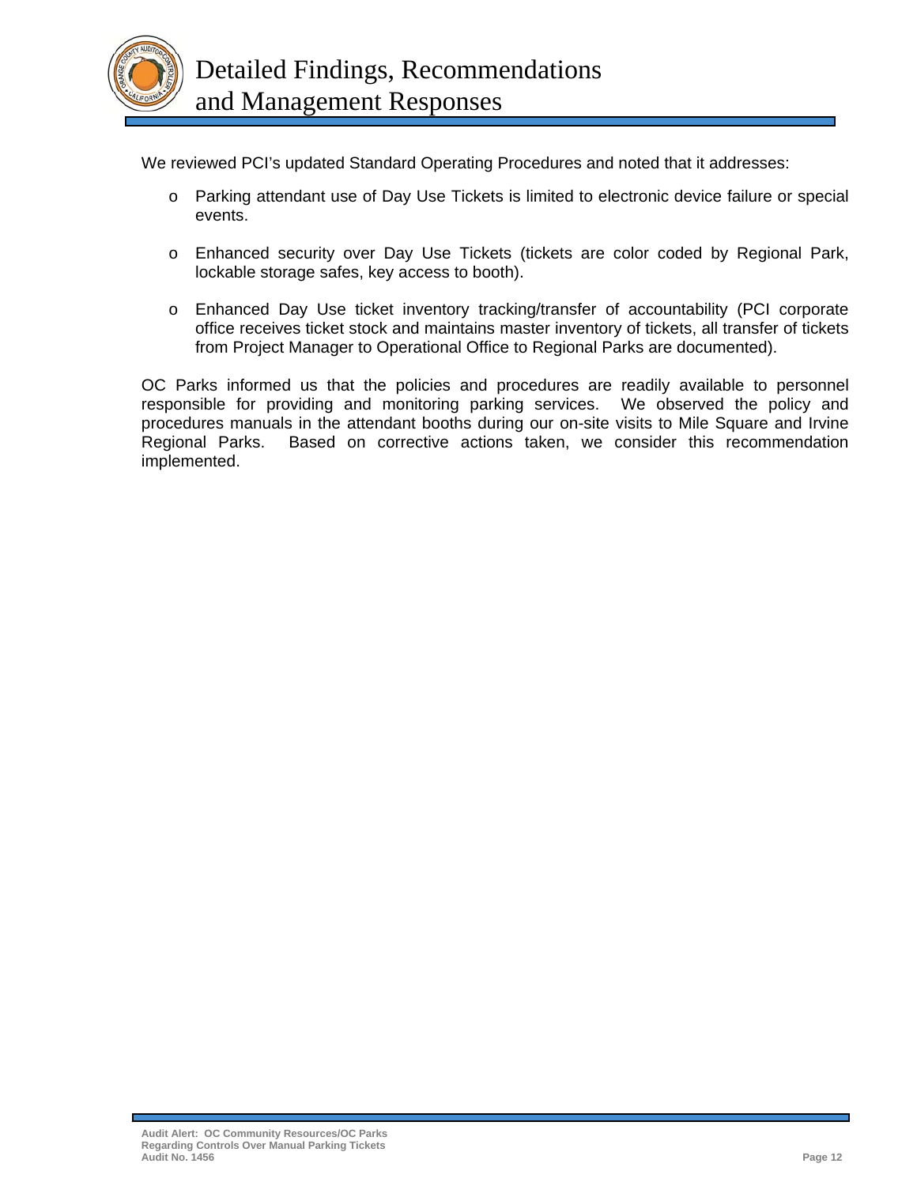We reviewed PCI's updated Standard Operating Procedures and noted that it addresses:

- Parking attendant use of Day Use Tickets is limited to electronic device failure or special events.
- Enhanced security over Day Use Tickets (tickets are color coded by Regional Park, lockable storage safes, key access to booth).
- Enhanced Day Use ticket inventory tracking/transfer of accountability (PCI corporate office receives ticket stock and maintains master inventory of tickets, all transfer of tickets from Project Manager to Operational Office to Regional Parks are documented).

OC Parks informed us that the policies and procedures are readily available to personnel responsible for providing and monitoring parking services. We observed the policy and procedures manuals in the attendant booths during our on-site visits to Mile Square and Irvine Regional Parks. Based on corrective actions taken, we consider this recommendation implemented.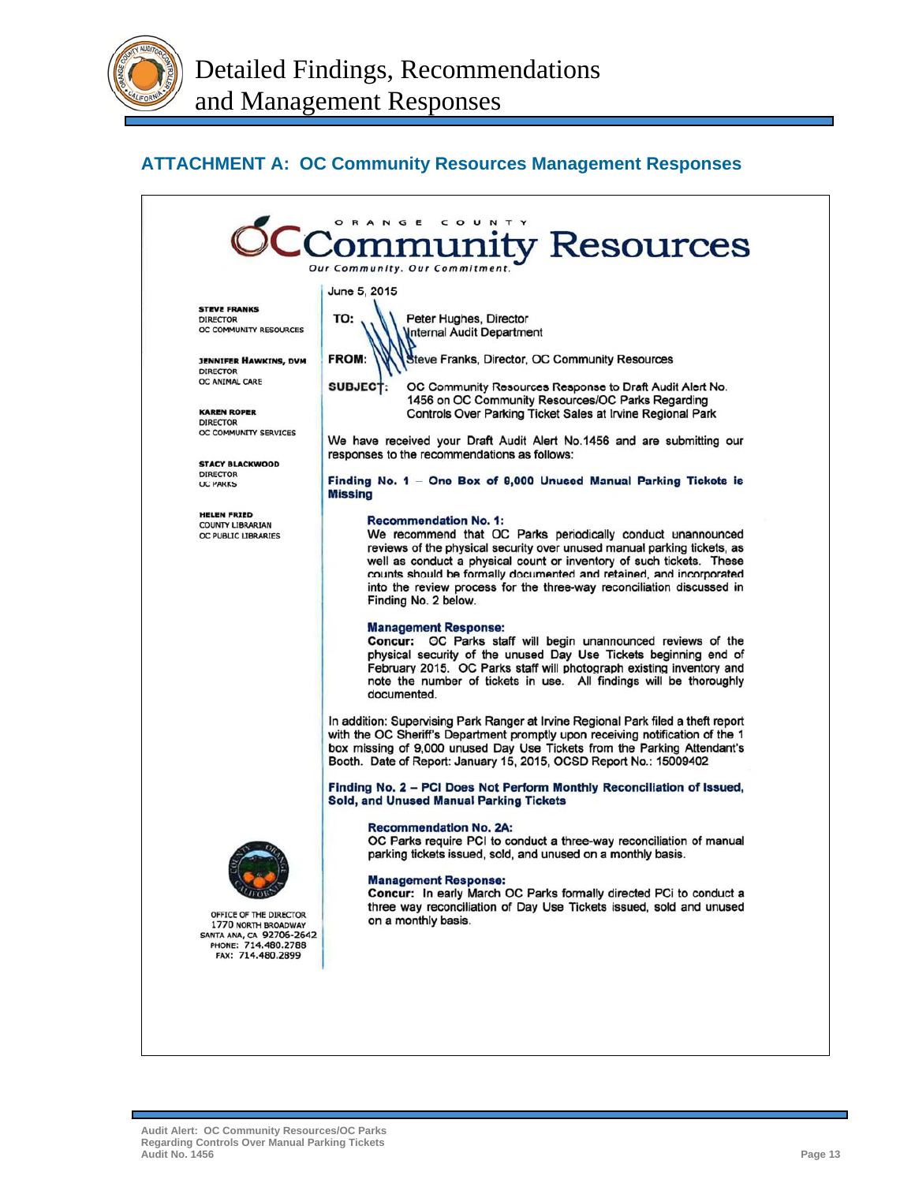# Detailed Findings, Recommendations and Management Responses

## ATTACHMENT A: OC Community Resources Management Responses

ORANGE COUNTY
**OC Community Resources**
*Our Community. Our Commitment.*

**STEVE FRANKS**
DIRECTOR
OC COMMUNITY RESOURCES

**JENNIFER HAWKINS, DVM**
DIRECTOR
OC ANIMAL CARE

**KAREN ROPER**
DIRECTOR
OC COMMUNITY SERVICES

**STACY BLACKWOOD**
DIRECTOR
OC PARKS

**HELEN FRIED**
COUNTY LIBRARIAN
OC PUBLIC LIBRARIES

OFFICE OF THE DIRECTOR
1770 NORTH BROADWAY
SANTA ANA, CA 92706-2642
PHONE: 714.480.2788
FAX: 714.480.2899

June 5, 2015

**TO:** Peter Hughes, Director
Internal Audit Department

**FROM:** Steve Franks, Director, OC Community Resources

**SUBJECT:** OC Community Resources Response to Draft Audit Alert No. 1456 on OC Community Resources/OC Parks Regarding Controls Over Parking Ticket Sales at Irvine Regional Park

We have received your Draft Audit Alert No.1456 and are submitting our responses to the recommendations as follows:

**Finding No. 1 – One Box of 9,000 Unused Manual Parking Tickets is Missing**

**Recommendation No. 1:**
We recommend that OC Parks periodically conduct unannounced reviews of the physical security over unused manual parking tickets, as well as conduct a physical count or inventory of such tickets. These counts should be formally documented and retained, and incorporated into the review process for the three-way reconciliation discussed in Finding No. 2 below.

**Management Response:**
**Concur:** OC Parks staff will begin unannounced reviews of the physical security of the unused Day Use Tickets beginning end of February 2015. OC Parks staff will photograph existing inventory and note the number of tickets in use. All findings will be thoroughly documented.

In addition: Supervising Park Ranger at Irvine Regional Park filed a theft report with the OC Sheriff's Department promptly upon receiving notification of the 1 box missing of 9,000 unused Day Use Tickets from the Parking Attendant's Booth. Date of Report: January 15, 2015, OCSD Report No.: 15009402

**Finding No. 2 – PCI Does Not Perform Monthly Reconciliation of Issued, Sold, and Unused Manual Parking Tickets**

**Recommendation No. 2A:**
OC Parks require PCI to conduct a three-way reconciliation of manual parking tickets issued, sold, and unused on a monthly basis.

**Management Response:**
**Concur:** In early March OC Parks formally directed PCi to conduct a three way reconciliation of Day Use Tickets issued, sold and unused on a monthly basis.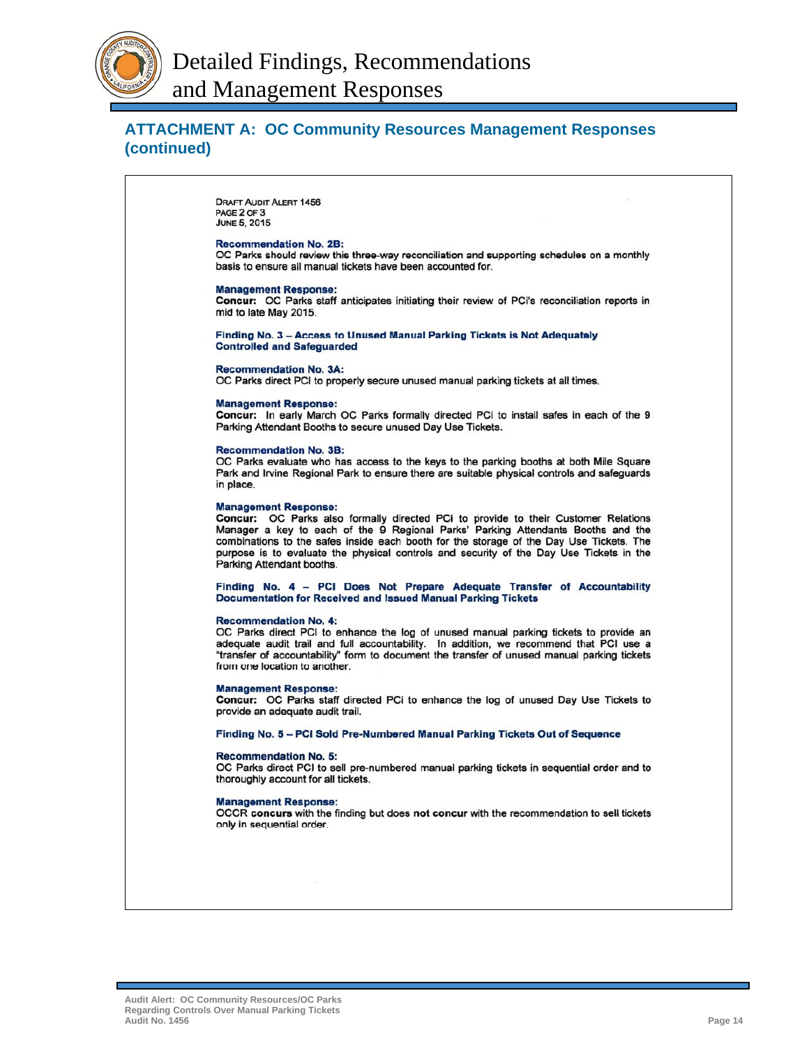# Detailed Findings, Recommendations and Management Responses

## ATTACHMENT A: OC Community Resources Management Responses (continued)

DRAFT AUDIT ALERT 1456
PAGE 2 OF 3
JUNE 5, 2015

**Recommendation No. 2B:**
OC Parks should review this three-way reconciliation and supporting schedules on a monthly basis to ensure all manual tickets have been accounted for.

**Management Response:**
**Concur:** OC Parks staff anticipates initiating their review of PCI's reconciliation reports in mid to late May 2015.

**Finding No. 3 – Access to Unused Manual Parking Tickets is Not Adequately Controlled and Safeguarded**

**Recommendation No. 3A:**
OC Parks direct PCI to properly secure unused manual parking tickets at all times.

**Management Response:**
**Concur:** In early March OC Parks formally directed PCI to install safes in each of the 9 Parking Attendant Booths to secure unused Day Use Tickets.

**Recommendation No. 3B:**
OC Parks evaluate who has access to the keys to the parking booths at both Mile Square Park and Irvine Regional Park to ensure there are suitable physical controls and safeguards in place.

**Management Response:**
**Concur:** OC Parks also formally directed PCI to provide to their Customer Relations Manager a key to each of the 9 Regional Parks' Parking Attendants Booths and the combinations to the safes inside each booth for the storage of the Day Use Tickets. The purpose is to evaluate the physical controls and security of the Day Use Tickets in the Parking Attendant booths.

**Finding No. 4 – PCI Does Not Prepare Adequate Transfer of Accountability Documentation for Received and Issued Manual Parking Tickets**

**Recommendation No. 4:**
OC Parks direct PCI to enhance the log of unused manual parking tickets to provide an adequate audit trail and full accountability. In addition, we recommend that PCI use a "transfer of accountability" form to document the transfer of unused manual parking tickets from one location to another.

**Management Response:**
**Concur:** OC Parks staff directed PCI to enhance the log of unused Day Use Tickets to provide an adequate audit trail.

**Finding No. 5 – PCI Sold Pre-Numbered Manual Parking Tickets Out of Sequence**

**Recommendation No. 5:**
OC Parks direct PCI to sell pre-numbered manual parking tickets in sequential order and to thoroughly account for all tickets.

**Management Response:**
OCCR **concurs** with the finding but does **not concur** with the recommendation to sell tickets only in sequential order.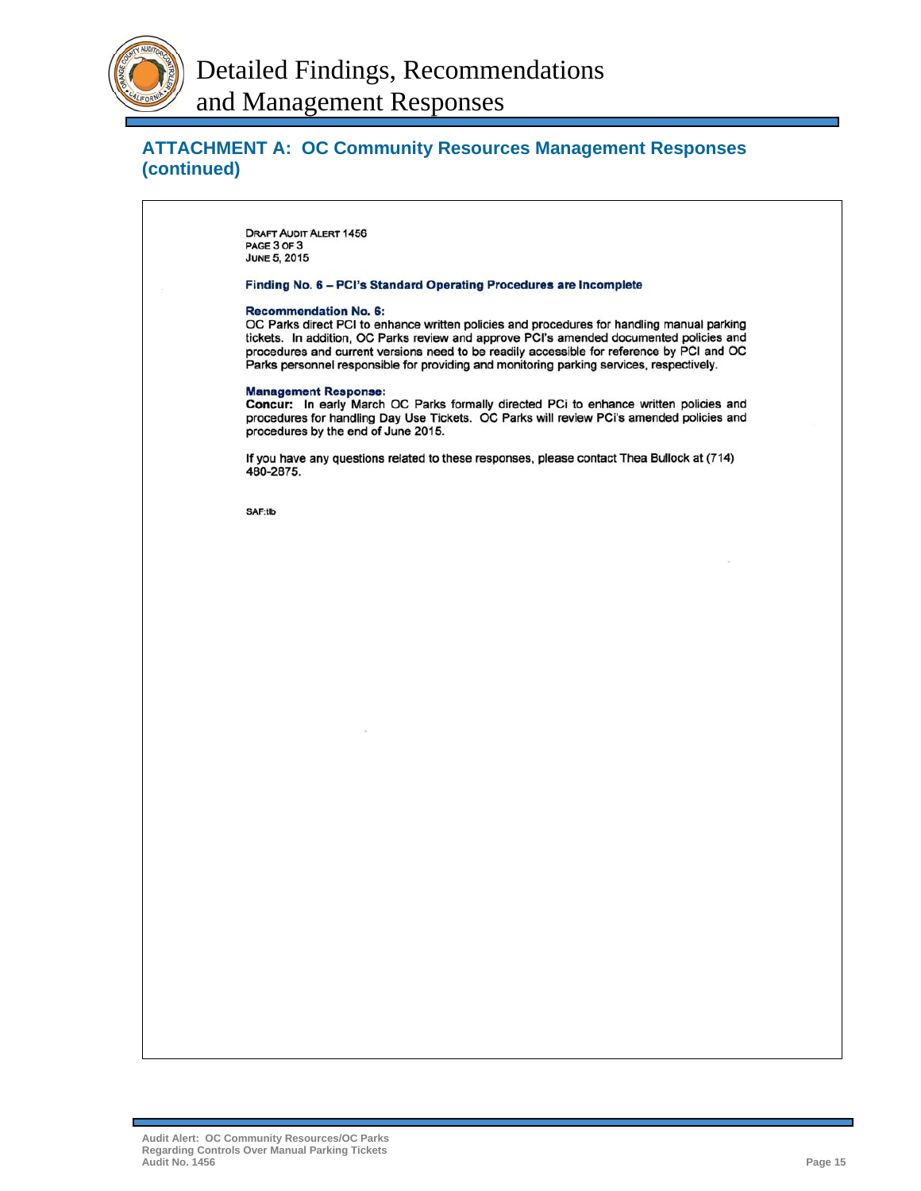# Detailed Findings, Recommendations and Management Responses

## ATTACHMENT A: OC Community Resources Management Responses (continued)

DRAFT AUDIT ALERT 1456
PAGE 3 OF 3
JUNE 5, 2015

**Finding No. 6 – PCI's Standard Operating Procedures are Incomplete**

**Recommendation No. 6:**
OC Parks direct PCI to enhance written policies and procedures for handling manual parking tickets. In addition, OC Parks review and approve PCI's amended documented policies and procedures and current versions need to be readily accessible for reference by PCI and OC Parks personnel responsible for providing and monitoring parking services, respectively.

**Management Response:**
**Concur:** In early March OC Parks formally directed PCi to enhance written policies and procedures for handling Day Use Tickets. OC Parks will review PCi's amended policies and procedures by the end of June 2015.

If you have any questions related to these responses, please contact Thea Bullock at (714) 480-2875.

SAF:tlb